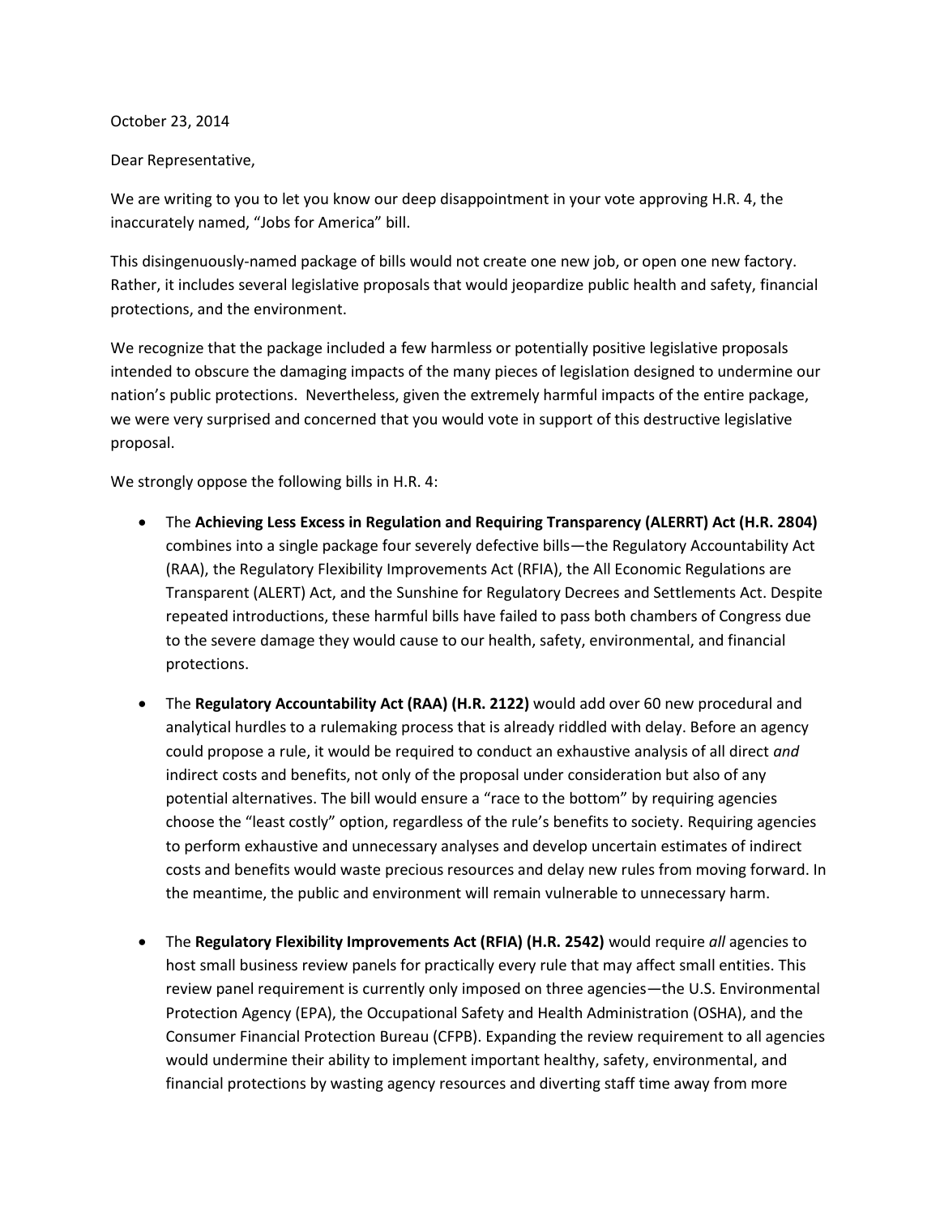October 23, 2014

Dear Representative,

We are writing to you to let you know our deep disappointment in your vote approving H.R. 4, the inaccurately named, "Jobs for America" bill.

This disingenuously-named package of bills would not create one new job, or open one new factory. Rather, it includes several legislative proposals that would jeopardize public health and safety, financial protections, and the environment.

We recognize that the package included a few harmless or potentially positive legislative proposals intended to obscure the damaging impacts of the many pieces of legislation designed to undermine our nation's public protections. Nevertheless, given the extremely harmful impacts of the entire package, we were very surprised and concerned that you would vote in support of this destructive legislative proposal.

We strongly oppose the following bills in H.R. 4:

- The **Achieving Less Excess in Regulation and Requiring Transparency (ALERRT) Act (H.R. 2804)** combines into a single package four severely defective bills—the Regulatory Accountability Act (RAA), the Regulatory Flexibility Improvements Act (RFIA), the All Economic Regulations are Transparent (ALERT) Act, and the Sunshine for Regulatory Decrees and Settlements Act. Despite repeated introductions, these harmful bills have failed to pass both chambers of Congress due to the severe damage they would cause to our health, safety, environmental, and financial protections.

- The **Regulatory Accountability Act (RAA) (H.R. 2122)** would add over 60 new procedural and analytical hurdles to a rulemaking process that is already riddled with delay. Before an agency could propose a rule, it would be required to conduct an exhaustive analysis of all direct *and* indirect costs and benefits, not only of the proposal under consideration but also of any potential alternatives. The bill would ensure a "race to the bottom" by requiring agencies choose the "least costly" option, regardless of the rule's benefits to society. Requiring agencies to perform exhaustive and unnecessary analyses and develop uncertain estimates of indirect costs and benefits would waste precious resources and delay new rules from moving forward. In the meantime, the public and environment will remain vulnerable to unnecessary harm.

- The **Regulatory Flexibility Improvements Act (RFIA) (H.R. 2542)** would require *all* agencies to host small business review panels for practically every rule that may affect small entities. This review panel requirement is currently only imposed on three agencies—the U.S. Environmental Protection Agency (EPA), the Occupational Safety and Health Administration (OSHA), and the Consumer Financial Protection Bureau (CFPB). Expanding the review requirement to all agencies would undermine their ability to implement important healthy, safety, environmental, and financial protections by wasting agency resources and diverting staff time away from more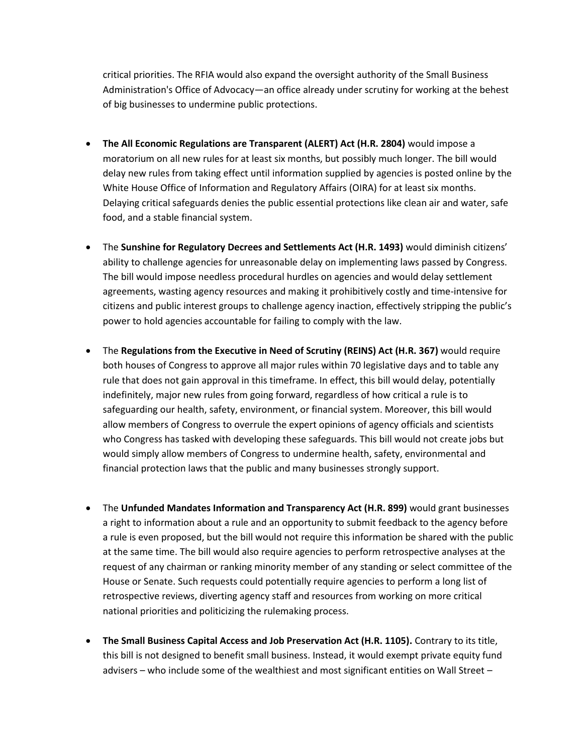critical priorities. The RFIA would also expand the oversight authority of the Small Business Administration's Office of Advocacy—an office already under scrutiny for working at the behest of big businesses to undermine public protections.

- **The All Economic Regulations are Transparent (ALERT) Act (H.R. 2804)** would impose a moratorium on all new rules for at least six months, but possibly much longer. The bill would delay new rules from taking effect until information supplied by agencies is posted online by the White House Office of Information and Regulatory Affairs (OIRA) for at least six months. Delaying critical safeguards denies the public essential protections like clean air and water, safe food, and a stable financial system.

- The **Sunshine for Regulatory Decrees and Settlements Act (H.R. 1493)** would diminish citizens' ability to challenge agencies for unreasonable delay on implementing laws passed by Congress. The bill would impose needless procedural hurdles on agencies and would delay settlement agreements, wasting agency resources and making it prohibitively costly and time-intensive for citizens and public interest groups to challenge agency inaction, effectively stripping the public's power to hold agencies accountable for failing to comply with the law.

- The **Regulations from the Executive in Need of Scrutiny (REINS) Act (H.R. 367)** would require both houses of Congress to approve all major rules within 70 legislative days and to table any rule that does not gain approval in this timeframe. In effect, this bill would delay, potentially indefinitely, major new rules from going forward, regardless of how critical a rule is to safeguarding our health, safety, environment, or financial system. Moreover, this bill would allow members of Congress to overrule the expert opinions of agency officials and scientists who Congress has tasked with developing these safeguards. This bill would not create jobs but would simply allow members of Congress to undermine health, safety, environmental and financial protection laws that the public and many businesses strongly support.

- The **Unfunded Mandates Information and Transparency Act (H.R. 899)** would grant businesses a right to information about a rule and an opportunity to submit feedback to the agency before a rule is even proposed, but the bill would not require this information be shared with the public at the same time. The bill would also require agencies to perform retrospective analyses at the request of any chairman or ranking minority member of any standing or select committee of the House or Senate. Such requests could potentially require agencies to perform a long list of retrospective reviews, diverting agency staff and resources from working on more critical national priorities and politicizing the rulemaking process.

- **The Small Business Capital Access and Job Preservation Act (H.R. 1105).** Contrary to its title, this bill is not designed to benefit small business. Instead, it would exempt private equity fund advisers – who include some of the wealthiest and most significant entities on Wall Street –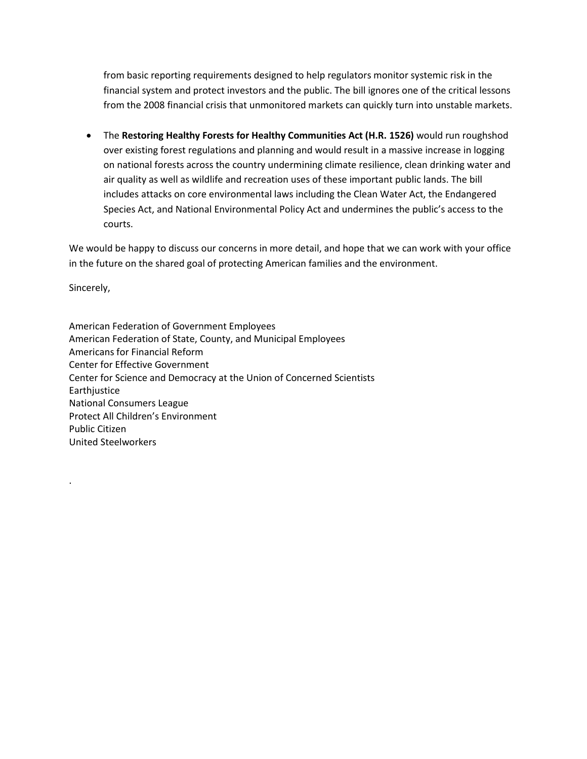from basic reporting requirements designed to help regulators monitor systemic risk in the financial system and protect investors and the public. The bill ignores one of the critical lessons from the 2008 financial crisis that unmonitored markets can quickly turn into unstable markets.

- The **Restoring Healthy Forests for Healthy Communities Act (H.R. 1526)** would run roughshod over existing forest regulations and planning and would result in a massive increase in logging on national forests across the country undermining climate resilience, clean drinking water and air quality as well as wildlife and recreation uses of these important public lands. The bill includes attacks on core environmental laws including the Clean Water Act, the Endangered Species Act, and National Environmental Policy Act and undermines the public's access to the courts.

We would be happy to discuss our concerns in more detail, and hope that we can work with your office in the future on the shared goal of protecting American families and the environment.

Sincerely,

American Federation of Government Employees
American Federation of State, County, and Municipal Employees
Americans for Financial Reform
Center for Effective Government
Center for Science and Democracy at the Union of Concerned Scientists
Earthjustice
National Consumers League
Protect All Children's Environment
Public Citizen
United Steelworkers

.